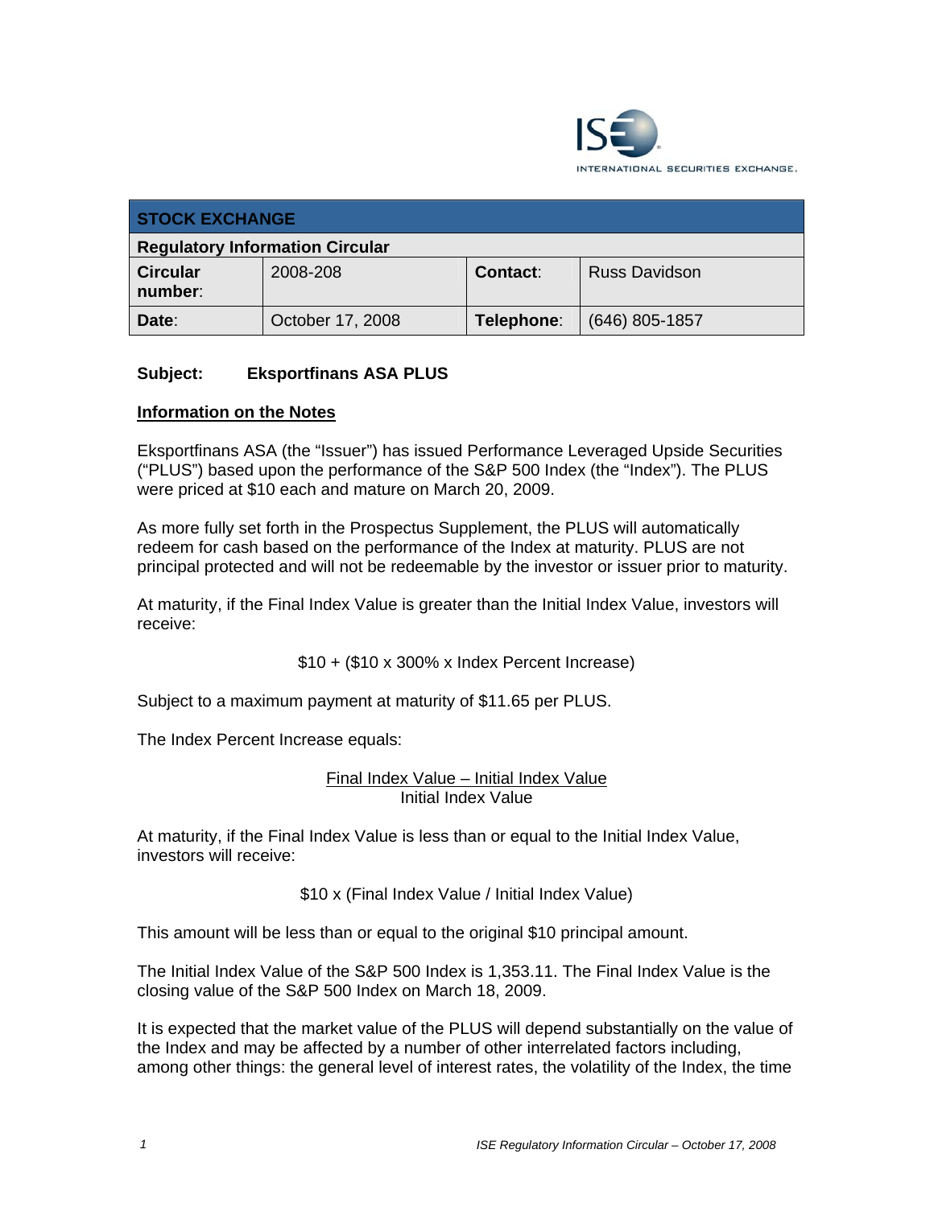| STOCK EXCHANGE | | | |
| --- | --- | --- | --- |
| **Regulatory Information Circular** | | | |
| **Circular number**: | 2008-208 | **Contact**: | Russ Davidson |
| **Date**: | October 17, 2008 | **Telephone**: | (646) 805-1857 |

**Subject: Eksportfinans ASA PLUS**

## Information on the Notes

Eksportfinans ASA (the "Issuer") has issued Performance Leveraged Upside Securities ("PLUS") based upon the performance of the S&P 500 Index (the "Index"). The PLUS were priced at $10 each and mature on March 20, 2009.

As more fully set forth in the Prospectus Supplement, the PLUS will automatically redeem for cash based on the performance of the Index at maturity. PLUS are not principal protected and will not be redeemable by the investor or issuer prior to maturity.

At maturity, if the Final Index Value is greater than the Initial Index Value, investors will receive:

$10 + ($10 x 300% x Index Percent Increase)

Subject to a maximum payment at maturity of $11.65 per PLUS.

The Index Percent Increase equals:

$$\frac{\text{Final Index Value} - \text{Initial Index Value}}{\text{Initial Index Value}}$$

At maturity, if the Final Index Value is less than or equal to the Initial Index Value, investors will receive:

$10 x (Final Index Value / Initial Index Value)

This amount will be less than or equal to the original $10 principal amount.

The Initial Index Value of the S&P 500 Index is 1,353.11. The Final Index Value is the closing value of the S&P 500 Index on March 18, 2009.

It is expected that the market value of the PLUS will depend substantially on the value of the Index and may be affected by a number of other interrelated factors including, among other things: the general level of interest rates, the volatility of the Index, the time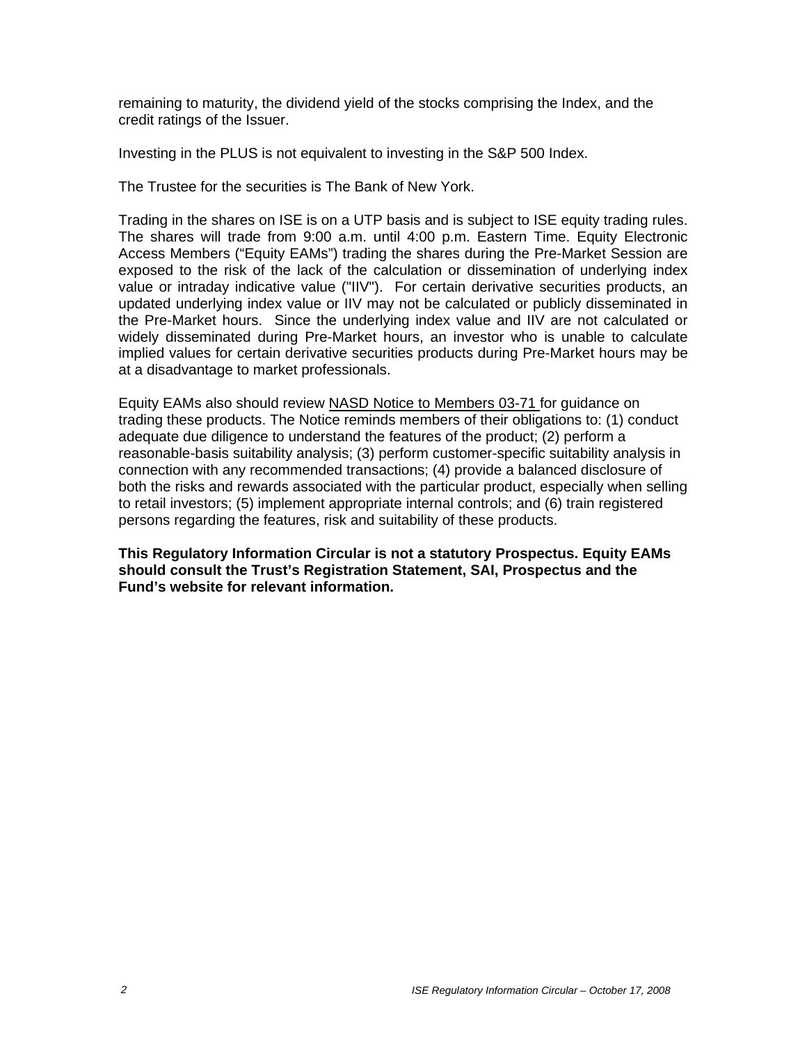remaining to maturity, the dividend yield of the stocks comprising the Index, and the credit ratings of the Issuer.

Investing in the PLUS is not equivalent to investing in the S&P 500 Index.

The Trustee for the securities is The Bank of New York.

Trading in the shares on ISE is on a UTP basis and is subject to ISE equity trading rules. The shares will trade from 9:00 a.m. until 4:00 p.m. Eastern Time. Equity Electronic Access Members ("Equity EAMs") trading the shares during the Pre-Market Session are exposed to the risk of the lack of the calculation or dissemination of underlying index value or intraday indicative value ("IIV"). For certain derivative securities products, an updated underlying index value or IIV may not be calculated or publicly disseminated in the Pre-Market hours. Since the underlying index value and IIV are not calculated or widely disseminated during Pre-Market hours, an investor who is unable to calculate implied values for certain derivative securities products during Pre-Market hours may be at a disadvantage to market professionals.

Equity EAMs also should review NASD Notice to Members 03-71 for guidance on trading these products. The Notice reminds members of their obligations to: (1) conduct adequate due diligence to understand the features of the product; (2) perform a reasonable-basis suitability analysis; (3) perform customer-specific suitability analysis in connection with any recommended transactions; (4) provide a balanced disclosure of both the risks and rewards associated with the particular product, especially when selling to retail investors; (5) implement appropriate internal controls; and (6) train registered persons regarding the features, risk and suitability of these products.

**This Regulatory Information Circular is not a statutory Prospectus. Equity EAMs should consult the Trust's Registration Statement, SAI, Prospectus and the Fund's website for relevant information.**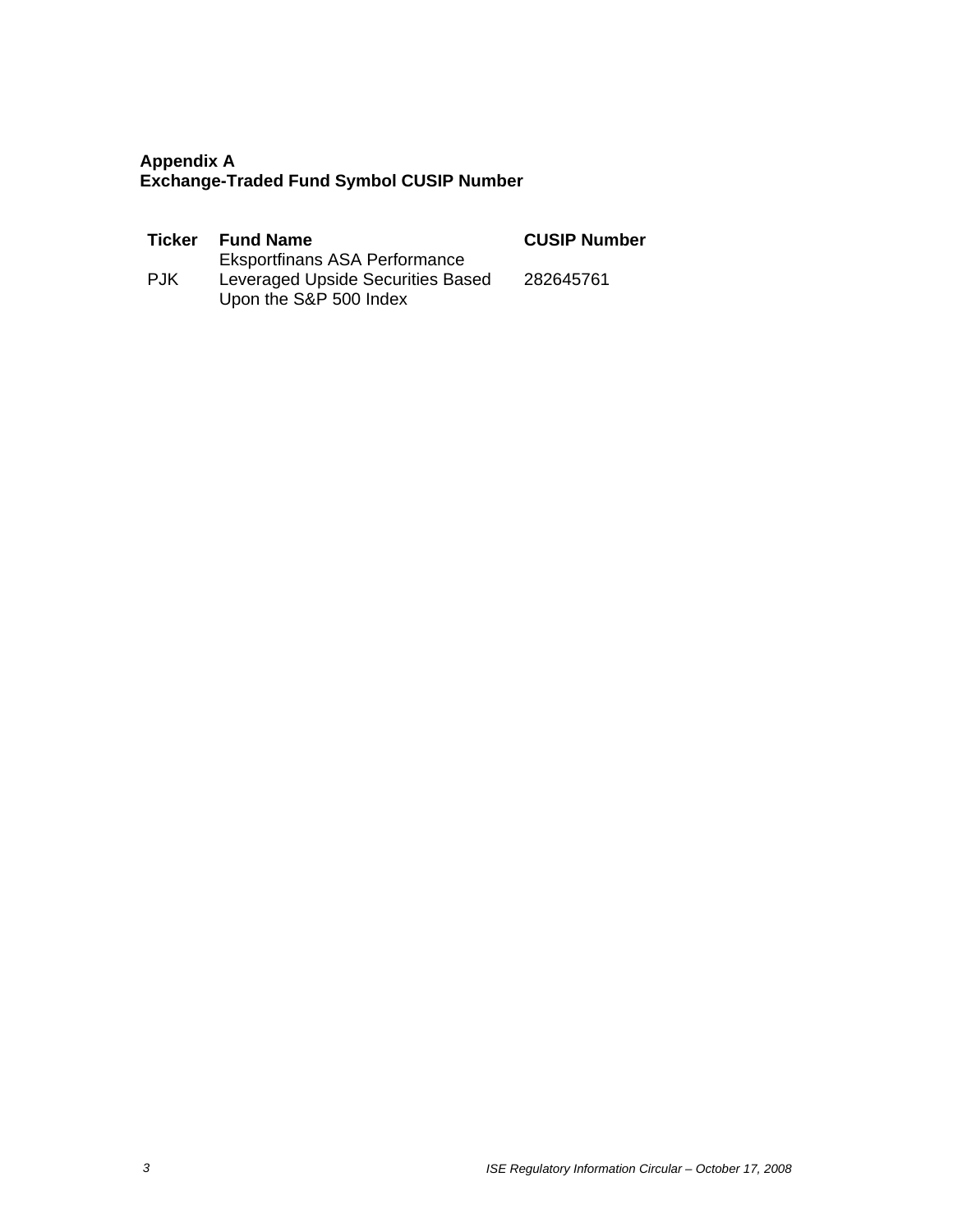**Appendix A**
**Exchange-Traded Fund Symbol CUSIP Number**

| Ticker | Fund Name | CUSIP Number |
|---|---|---|
| PJK | Eksportfinans ASA Performance Leveraged Upside Securities Based Upon the S&P 500 Index | 282645761 |